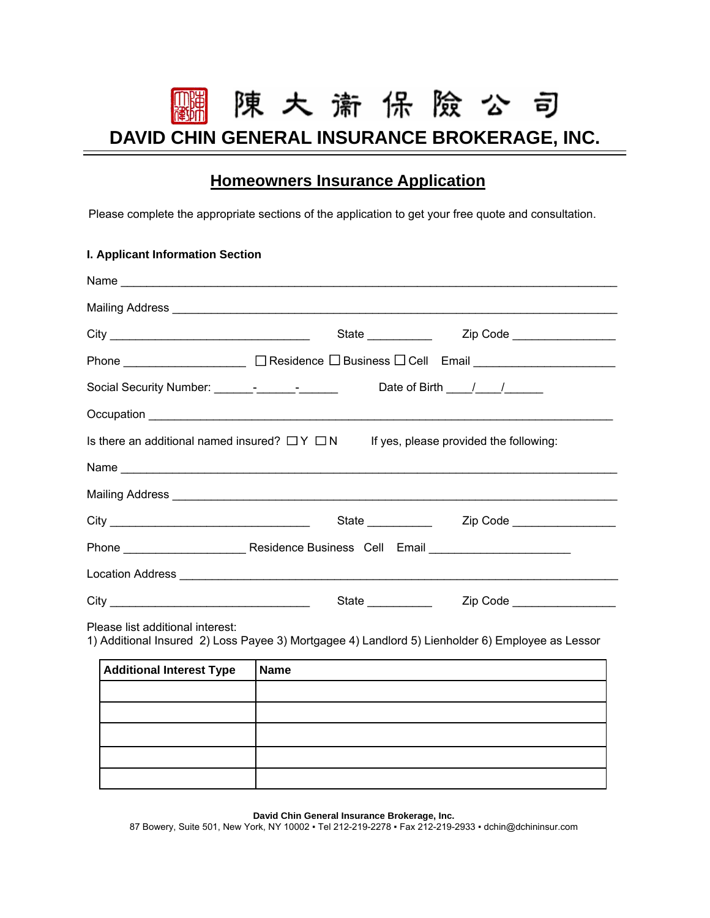# 陳 大 衞 保 險 公 司

# DAVID CHIN GENERAL INSURANCE BROKERAGE, INC.

## Homeowners Insurance Application

Please complete the appropriate sections of the application to get your free quote and consultation.

**I. Applicant Information Section**

Name ___________________________________________________________________________

Mailing Address ___________________________________________________________________

City ______________________________ State __________ Zip Code ________________

Phone ___________________ ☐ Residence ☐ Business ☐ Cell Email _____________________

Social Security Number: ______-______-______ Date of Birth ____/____/______

Occupation ______________________________________________________________________

Is there an additional named insured? ☐ Y ☐ N If yes, please provided the following:

Name ___________________________________________________________________________

Mailing Address ___________________________________________________________________

City ______________________________ State __________ Zip Code ________________

Phone ___________________ Residence Business Cell Email _____________________

Location Address __________________________________________________________________

City ______________________________ State __________ Zip Code ________________

Please list additional interest:
1) Additional Insured 2) Loss Payee 3) Mortgagee 4) Landlord 5) Lienholder 6) Employee as Lessor

| Additional Interest Type | Name |
|---|---|
| | |
| | |
| | |
| | |
| | |

**David Chin General Insurance Brokerage, Inc.**
87 Bowery, Suite 501, New York, NY 10002 ▪ Tel 212-219-2278 ▪ Fax 212-219-2933 ▪ dchin@dchininsur.com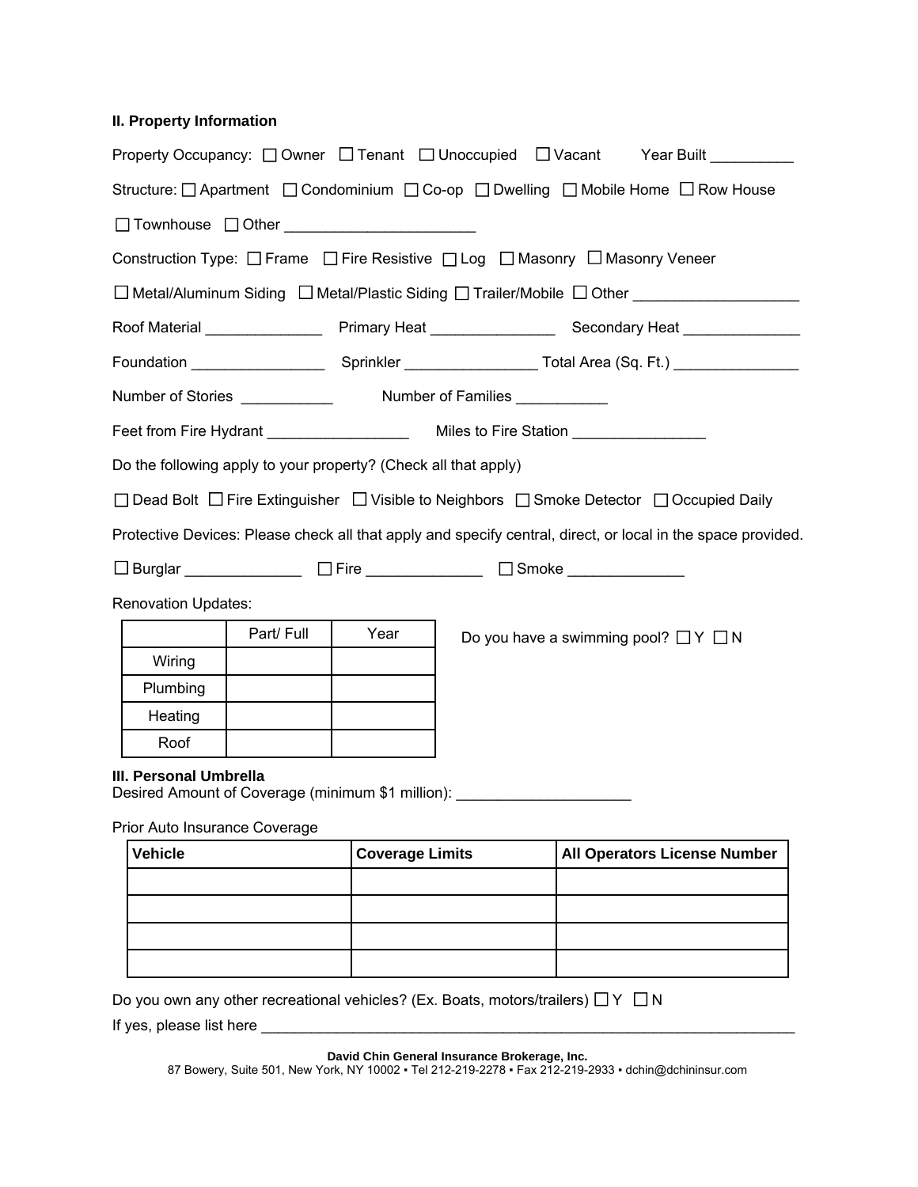**II. Property Information**

Property Occupancy: ☐ Owner ☐ Tenant ☐ Unoccupied ☐ Vacant Year Built __________

Structure: ☐ Apartment ☐ Condominium ☐ Co-op ☐ Dwelling ☐ Mobile Home ☐ Row House

☐ Townhouse ☐ Other ______________________

Construction Type: ☐ Frame ☐ Fire Resistive ☐ Log ☐ Masonry ☐ Masonry Veneer

☐ Metal/Aluminum Siding ☐ Metal/Plastic Siding ☐ Trailer/Mobile ☐ Other ___________________

Roof Material ______________ Primary Heat _______________ Secondary Heat ______________

Foundation ________________ Sprinkler ________________ Total Area (Sq. Ft.) _______________

Number of Stories ___________ Number of Families ___________

Feet from Fire Hydrant _________________ Miles to Fire Station ________________

Do the following apply to your property? (Check all that apply)

☐ Dead Bolt ☐ Fire Extinguisher ☐ Visible to Neighbors ☐ Smoke Detector ☐ Occupied Daily

Protective Devices: Please check all that apply and specify central, direct, or local in the space provided.

☐ Burglar ______________ ☐ Fire ______________ ☐ Smoke ______________

Renovation Updates:

| | Part/ Full | Year |
|---|---|---|
| Wiring | | |
| Plumbing | | |
| Heating | | |
| Roof | | |

Do you have a swimming pool? ☐ Y ☐ N

**III. Personal Umbrella**

Desired Amount of Coverage (minimum $1 million): ____________________

Prior Auto Insurance Coverage

| Vehicle | Coverage Limits | All Operators License Number |
|---|---|---|
| | | |
| | | |
| | | |
| | | |

Do you own any other recreational vehicles? (Ex. Boats, motors/trailers) ☐ Y ☐ N

If yes, please list here ___________________________________________________________________

**David Chin General Insurance Brokerage, Inc.**
87 Bowery, Suite 501, New York, NY 10002 ▪ Tel 212-219-2278 ▪ Fax 212-219-2933 ▪ dchin@dchininsur.com